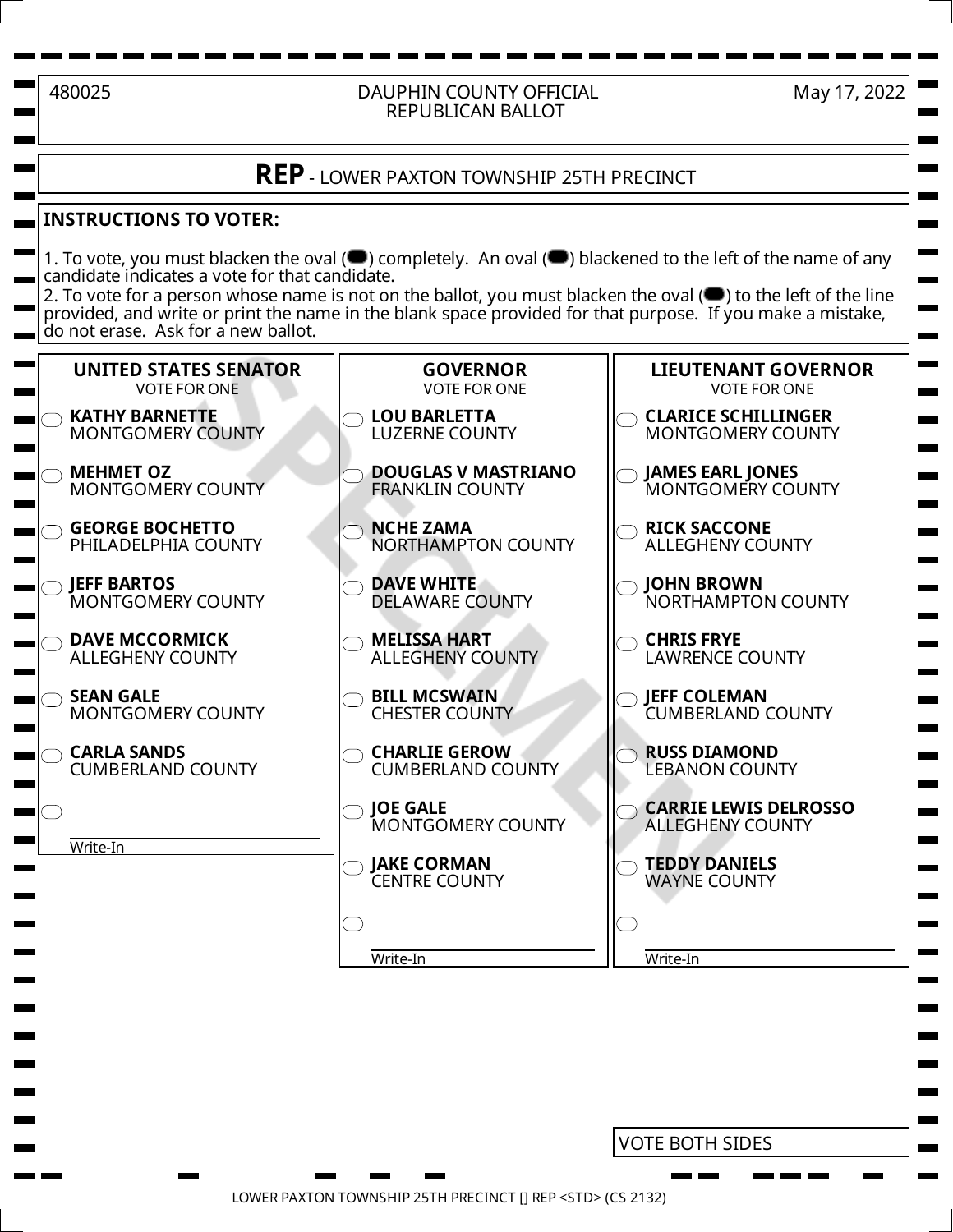480025

DAUPHIN COUNTY OFFICIAL
REPUBLICAN BALLOT

May 17, 2022

# REP - LOWER PAXTON TOWNSHIP 25TH PRECINCT

**INSTRUCTIONS TO VOTER:**

1. To vote, you must blacken the oval (⬬) completely. An oval (⬬) blackened to the left of the name of any candidate indicates a vote for that candidate.
2. To vote for a person whose name is not on the ballot, you must blacken the oval (⬬) to the left of the line provided, and write or print the name in the blank space provided for that purpose. If you make a mistake, do not erase. Ask for a new ballot.

## UNITED STATES SENATOR
VOTE FOR ONE

- **KATHY BARNETTE** MONTGOMERY COUNTY
- **MEHMET OZ** MONTGOMERY COUNTY
- **GEORGE BOCHETTO** PHILADELPHIA COUNTY
- **JEFF BARTOS** MONTGOMERY COUNTY
- **DAVE MCCORMICK** ALLEGHENY COUNTY
- **SEAN GALE** MONTGOMERY COUNTY
- **CARLA SANDS** CUMBERLAND COUNTY
- Write-In

## GOVERNOR
VOTE FOR ONE

- **LOU BARLETTA** LUZERNE COUNTY
- **DOUGLAS V MASTRIANO** FRANKLIN COUNTY
- **NCHE ZAMA** NORTHAMPTON COUNTY
- **DAVE WHITE** DELAWARE COUNTY
- **MELISSA HART** ALLEGHENY COUNTY
- **BILL MCSWAIN** CHESTER COUNTY
- **CHARLIE GEROW** CUMBERLAND COUNTY
- **JOE GALE** MONTGOMERY COUNTY
- **JAKE CORMAN** CENTRE COUNTY
- Write-In

## LIEUTENANT GOVERNOR
VOTE FOR ONE

- **CLARICE SCHILLINGER** MONTGOMERY COUNTY
- **JAMES EARL JONES** MONTGOMERY COUNTY
- **RICK SACCONE** ALLEGHENY COUNTY
- **JOHN BROWN** NORTHAMPTON COUNTY
- **CHRIS FRYE** LAWRENCE COUNTY
- **JEFF COLEMAN** CUMBERLAND COUNTY
- **RUSS DIAMOND** LEBANON COUNTY
- **CARRIE LEWIS DELROSSO** ALLEGHENY COUNTY
- **TEDDY DANIELS** WAYNE COUNTY
- Write-In

VOTE BOTH SIDES

LOWER PAXTON TOWNSHIP 25TH PRECINCT [] REP <STD> (CS 2132)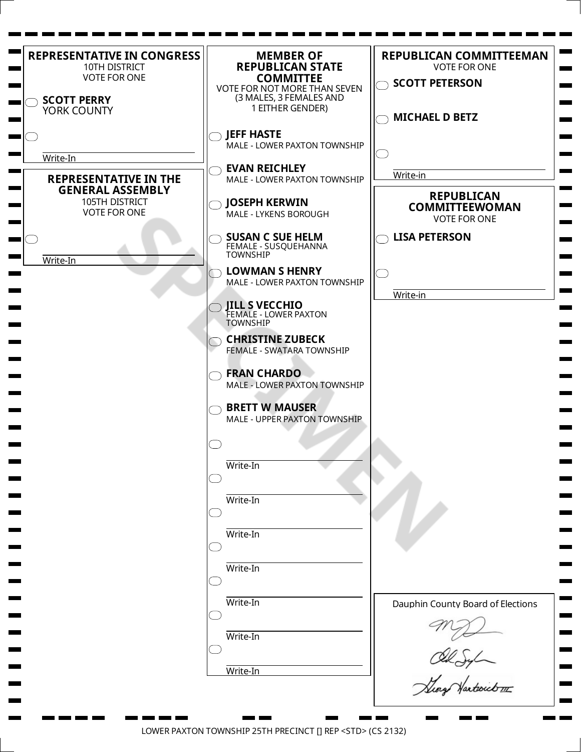## REPRESENTATIVE IN CONGRESS

10TH DISTRICT
VOTE FOR ONE

- SCOTT PERRY
  YORK COUNTY
- Write-In

## REPRESENTATIVE IN THE GENERAL ASSEMBLY

105TH DISTRICT
VOTE FOR ONE

- Write-In

## MEMBER OF REPUBLICAN STATE COMMITTEE

VOTE FOR NOT MORE THAN SEVEN
(3 MALES, 3 FEMALES AND
1 EITHER GENDER)

- JEFF HASTE
  MALE - LOWER PAXTON TOWNSHIP
- EVAN REICHLEY
  MALE - LOWER PAXTON TOWNSHIP
- JOSEPH KERWIN
  MALE - LYKENS BOROUGH
- SUSAN C SUE HELM
  FEMALE - SUSQUEHANNA TOWNSHIP
- LOWMAN S HENRY
  MALE - LOWER PAXTON TOWNSHIP
- JILL S VECCHIO
  FEMALE - LOWER PAXTON TOWNSHIP
- CHRISTINE ZUBECK
  FEMALE - SWATARA TOWNSHIP
- FRAN CHARDO
  MALE - LOWER PAXTON TOWNSHIP
- BRETT W MAUSER
  MALE - UPPER PAXTON TOWNSHIP
- Write-In
- Write-In
- Write-In
- Write-In
- Write-In
- Write-In
- Write-In

## REPUBLICAN COMMITTEEMAN

VOTE FOR ONE

- SCOTT PETERSON
- MICHAEL D BETZ
- Write-in

## REPUBLICAN COMMITTEEWOMAN

VOTE FOR ONE

- LISA PETERSON
- Write-in

Dauphin County Board of Elections

LOWER PAXTON TOWNSHIP 25TH PRECINCT [] REP <STD> (CS 2132)